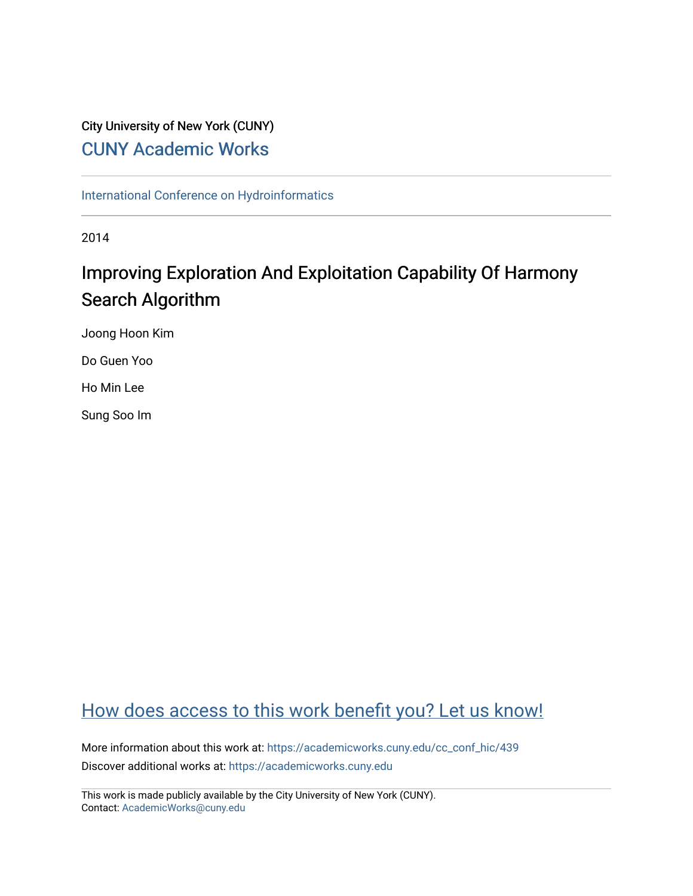City University of New York (CUNY)

CUNY Academic Works

International Conference on Hydroinformatics

2014

# Improving Exploration And Exploitation Capability Of Harmony Search Algorithm

Joong Hoon Kim

Do Guen Yoo

Ho Min Lee

Sung Soo Im

How does access to this work benefit you? Let us know!

More information about this work at: https://academicworks.cuny.edu/cc_conf_hic/439

Discover additional works at: https://academicworks.cuny.edu

This work is made publicly available by the City University of New York (CUNY).
Contact: AcademicWorks@cuny.edu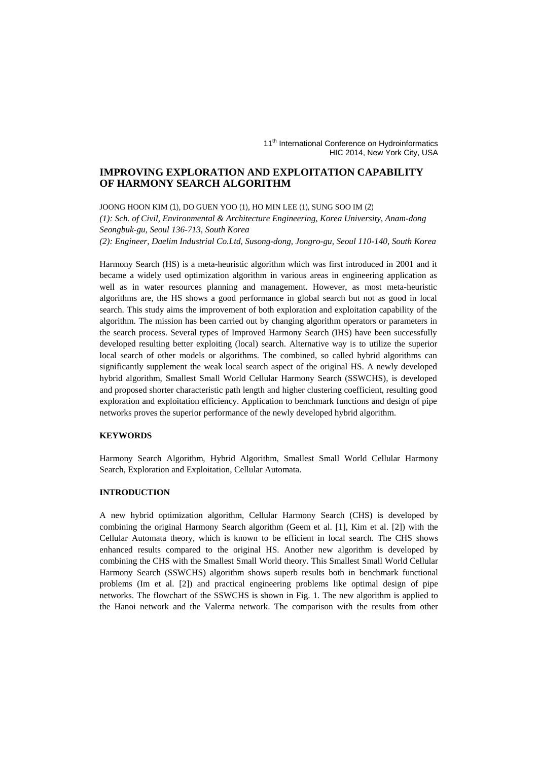# IMPROVING EXPLORATION AND EXPLOITATION CAPABILITY OF HARMONY SEARCH ALGORITHM

JOONG HOON KIM (1), DO GUEN YOO (1), HO MIN LEE (1), SUNG SOO IM (2)

*(1): Sch. of Civil, Environmental & Architecture Engineering, Korea University, Anam-dong Seongbuk-gu, Seoul 136-713, South Korea*

*(2): Engineer, Daelim Industrial Co.Ltd, Susong-dong, Jongro-gu, Seoul 110-140, South Korea*

Harmony Search (HS) is a meta-heuristic algorithm which was first introduced in 2001 and it became a widely used optimization algorithm in various areas in engineering application as well as in water resources planning and management. However, as most meta-heuristic algorithms are, the HS shows a good performance in global search but not as good in local search. This study aims the improvement of both exploration and exploitation capability of the algorithm. The mission has been carried out by changing algorithm operators or parameters in the search process. Several types of Improved Harmony Search (IHS) have been successfully developed resulting better exploiting (local) search. Alternative way is to utilize the superior local search of other models or algorithms. The combined, so called hybrid algorithms can significantly supplement the weak local search aspect of the original HS. A newly developed hybrid algorithm, Smallest Small World Cellular Harmony Search (SSWCHS), is developed and proposed shorter characteristic path length and higher clustering coefficient, resulting good exploration and exploitation efficiency. Application to benchmark functions and design of pipe networks proves the superior performance of the newly developed hybrid algorithm.

## KEYWORDS

Harmony Search Algorithm, Hybrid Algorithm, Smallest Small World Cellular Harmony Search, Exploration and Exploitation, Cellular Automata.

## INTRODUCTION

A new hybrid optimization algorithm, Cellular Harmony Search (CHS) is developed by combining the original Harmony Search algorithm (Geem et al. [1], Kim et al. [2]) with the Cellular Automata theory, which is known to be efficient in local search. The CHS shows enhanced results compared to the original HS. Another new algorithm is developed by combining the CHS with the Smallest Small World theory. This Smallest Small World Cellular Harmony Search (SSWCHS) algorithm shows superb results both in benchmark functional problems (Im et al. [2]) and practical engineering problems like optimal design of pipe networks. The flowchart of the SSWCHS is shown in Fig. 1. The new algorithm is applied to the Hanoi network and the Valerma network. The comparison with the results from other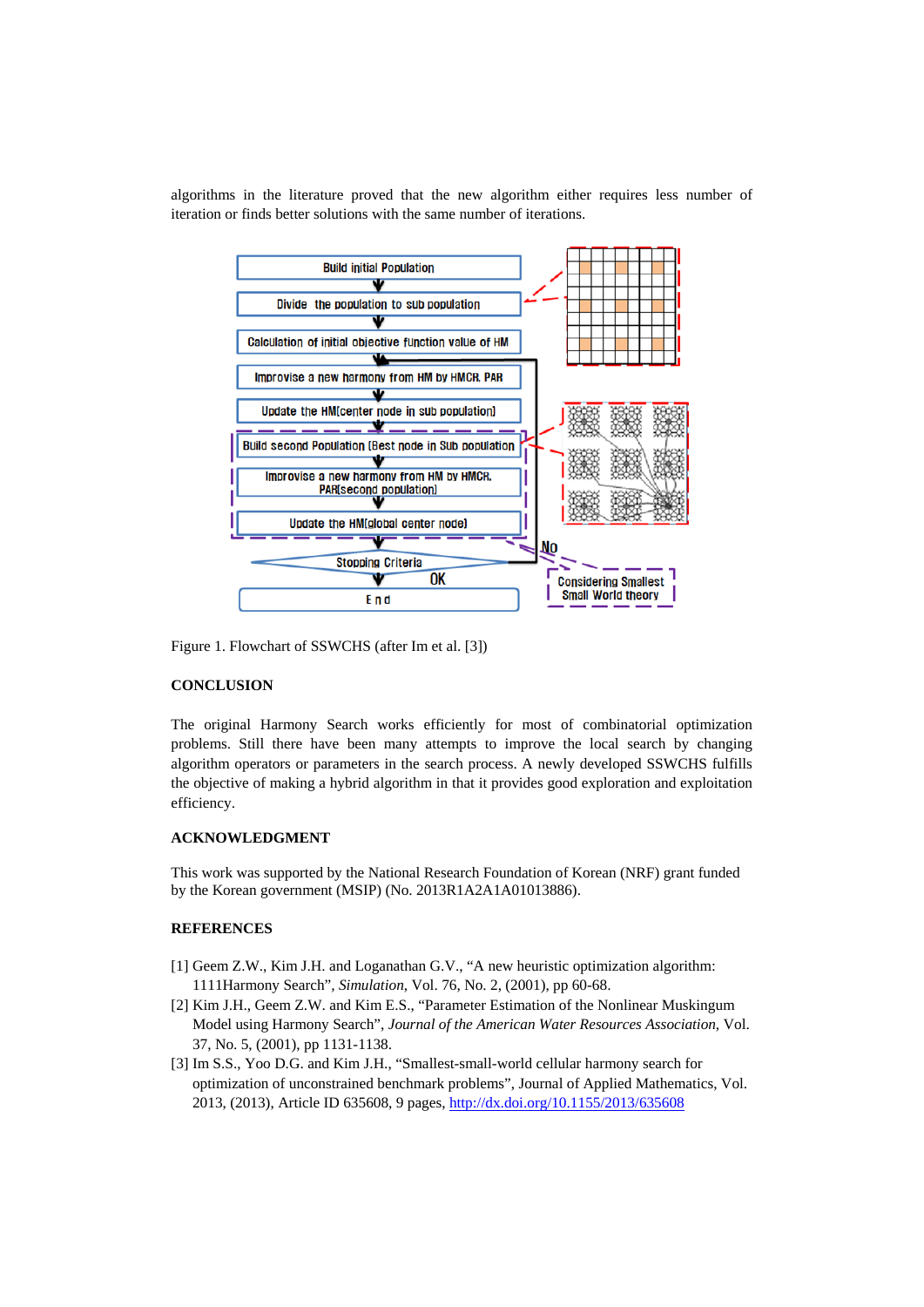algorithms in the literature proved that the new algorithm either requires less number of iteration or finds better solutions with the same number of iterations.

Build initial Population

Divide the population to sub population

Calculation of initial objective function value of HM

Improvise a new harmony from HM by HMCR, PAR

Update the HM(center node in sub population)

Build second Population (Best node in Sub population)

Improvise a new harmony from HM by HMCR, PAR(second population)

Update the HM(global center node)

Stopping Criteria

No

OK

End

Considering Smallest Small World theory

Figure 1. Flowchart of SSWCHS (after Im et al. [3])

## CONCLUSION

The original Harmony Search works efficiently for most of combinatorial optimization problems. Still there have been many attempts to improve the local search by changing algorithm operators or parameters in the search process. A newly developed SSWCHS fulfills the objective of making a hybrid algorithm in that it provides good exploration and exploitation efficiency.

## ACKNOWLEDGMENT

This work was supported by the National Research Foundation of Korean (NRF) grant funded by the Korean government (MSIP) (No. 2013R1A2A1A01013886).

## REFERENCES

[1] Geem Z.W., Kim J.H. and Loganathan G.V., "A new heuristic optimization algorithm: 1111Harmony Search", *Simulation*, Vol. 76, No. 2, (2001), pp 60-68.

[2] Kim J.H., Geem Z.W. and Kim E.S., "Parameter Estimation of the Nonlinear Muskingum Model using Harmony Search", *Journal of the American Water Resources Association*, Vol. 37, No. 5, (2001), pp 1131-1138.

[3] Im S.S., Yoo D.G. and Kim J.H., "Smallest-small-world cellular harmony search for optimization of unconstrained benchmark problems", Journal of Applied Mathematics, Vol. 2013, (2013), Article ID 635608, 9 pages, http://dx.doi.org/10.1155/2013/635608